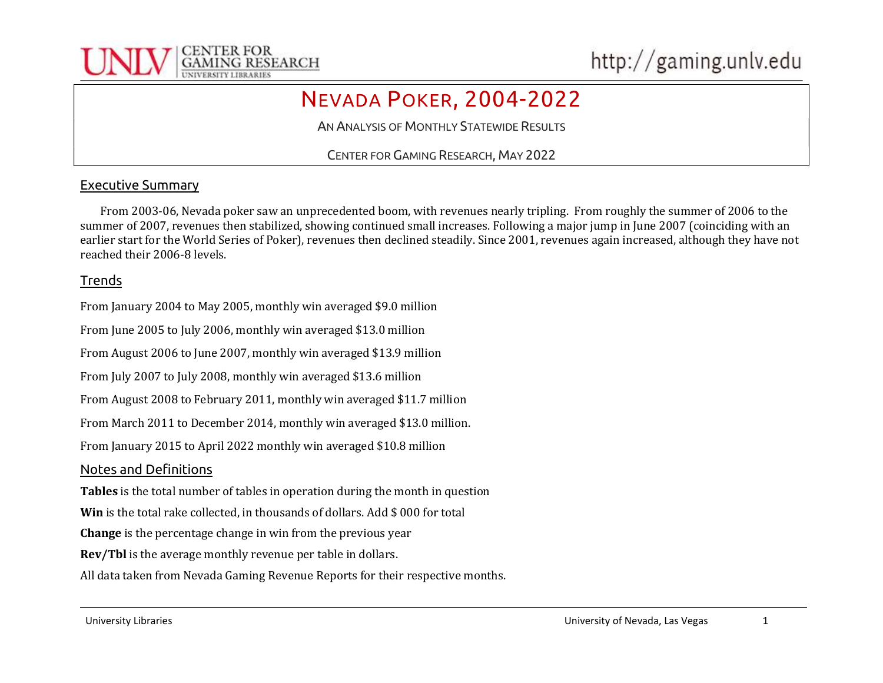# NEVADA POKER, 2004-2022

AN ANALYSIS OF MONTHLY STATEWIDE RESULTS

CENTER FOR GAMING RESEARCH, MAY 2022

## Executive Summary

From 2003-06, Nevada poker saw an unprecedented boom, with revenues nearly tripling. From roughly the summer of 2006 to the summer of 2007, revenues then stabilized, showing continued small increases. Following a major jump in June 2007 (coinciding with an earlier start for the World Series of Poker), revenues then declined steadily. Since 2001, revenues again increased, although they have not reached their 2006-8 levels.

## Trends

From January 2004 to May 2005, monthly win averaged $9.0 million

From June 2005 to July 2006, monthly win averaged $13.0 million

From August 2006 to June 2007, monthly win averaged $13.9 million

From July 2007 to July 2008, monthly win averaged $13.6 million

From August 2008 to February 2011, monthly win averaged $11.7 million

From March 2011 to December 2014, monthly win averaged $13.0 million.

From January 2015 to April 2022 monthly win averaged $10.8 million

## Notes and Definitions

**Tables** is the total number of tables in operation during the month in question

**Win** is the total rake collected, in thousands of dollars. Add $ 000 for total

**Change** is the percentage change in win from the previous year

**Rev/Tbl** is the average monthly revenue per table in dollars.

All data taken from Nevada Gaming Revenue Reports for their respective months.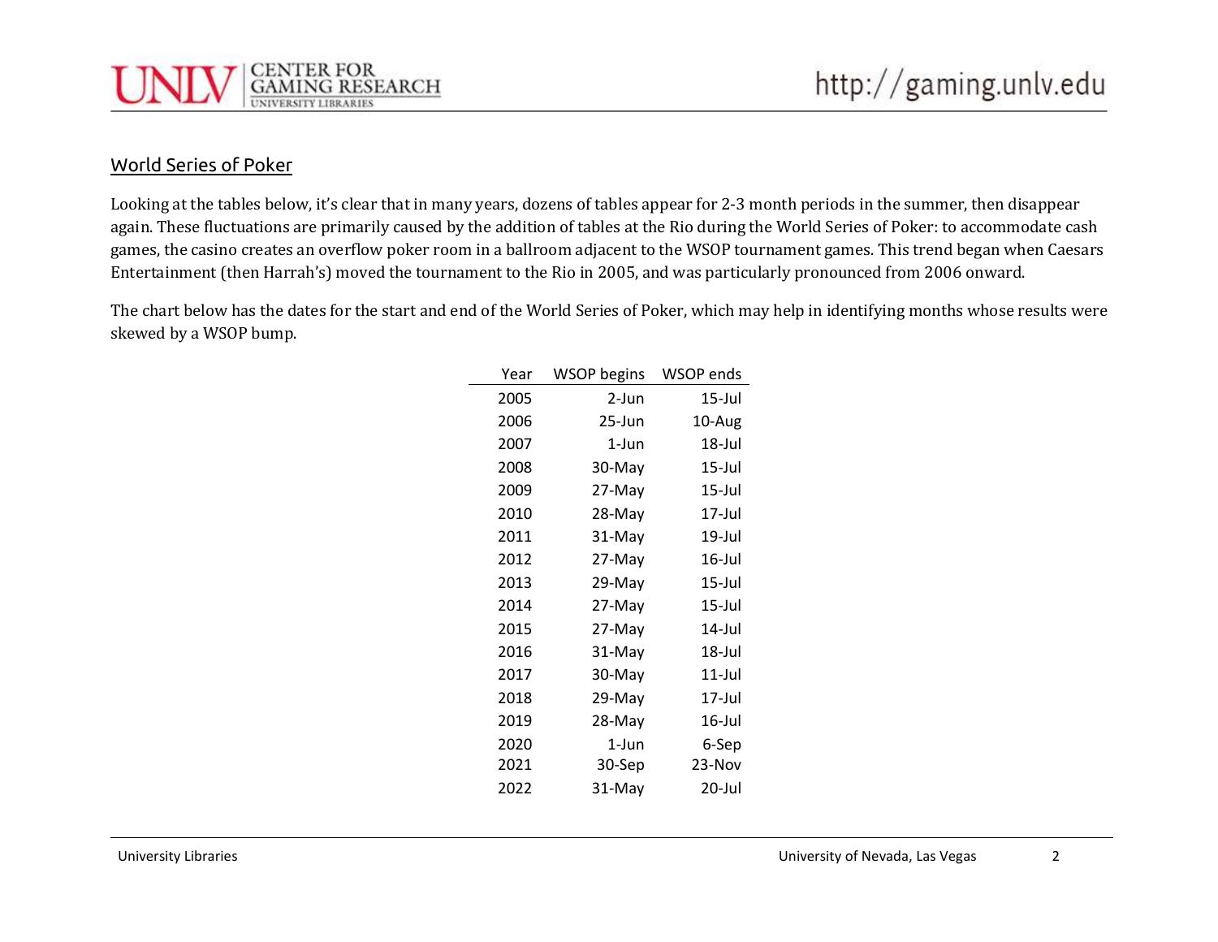## World Series of Poker

Looking at the tables below, it's clear that in many years, dozens of tables appear for 2-3 month periods in the summer, then disappear again. These fluctuations are primarily caused by the addition of tables at the Rio during the World Series of Poker: to accommodate cash games, the casino creates an overflow poker room in a ballroom adjacent to the WSOP tournament games. This trend began when Caesars Entertainment (then Harrah's) moved the tournament to the Rio in 2005, and was particularly pronounced from 2006 onward.

The chart below has the dates for the start and end of the World Series of Poker, which may help in identifying months whose results were skewed by a WSOP bump.

| Year | WSOP begins | WSOP ends |
|---|---|---|
| 2005 | 2-Jun | 15-Jul |
| 2006 | 25-Jun | 10-Aug |
| 2007 | 1-Jun | 18-Jul |
| 2008 | 30-May | 15-Jul |
| 2009 | 27-May | 15-Jul |
| 2010 | 28-May | 17-Jul |
| 2011 | 31-May | 19-Jul |
| 2012 | 27-May | 16-Jul |
| 2013 | 29-May | 15-Jul |
| 2014 | 27-May | 15-Jul |
| 2015 | 27-May | 14-Jul |
| 2016 | 31-May | 18-Jul |
| 2017 | 30-May | 11-Jul |
| 2018 | 29-May | 17-Jul |
| 2019 | 28-May | 16-Jul |
| 2020 | 1-Jun | 6-Sep |
| 2021 | 30-Sep | 23-Nov |
| 2022 | 31-May | 20-Jul |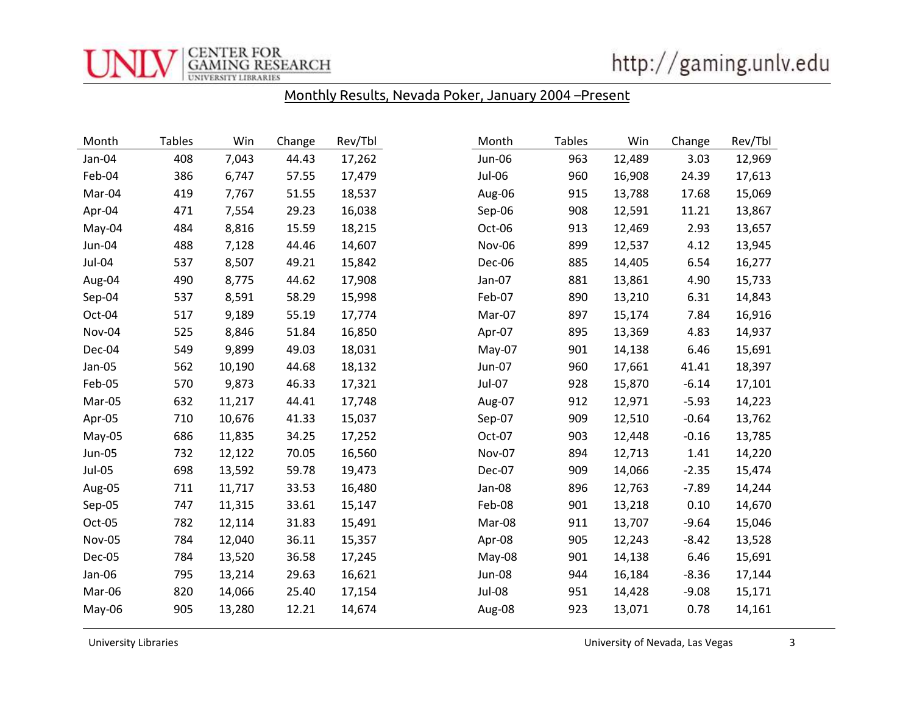## Monthly Results, Nevada Poker, January 2004 –Present

| Month | Tables | Win | Change | Rev/Tbl |
|---|---|---|---|---|
| Jan-04 | 408 | 7,043 | 44.43 | 17,262 |
| Feb-04 | 386 | 6,747 | 57.55 | 17,479 |
| Mar-04 | 419 | 7,767 | 51.55 | 18,537 |
| Apr-04 | 471 | 7,554 | 29.23 | 16,038 |
| May-04 | 484 | 8,816 | 15.59 | 18,215 |
| Jun-04 | 488 | 7,128 | 44.46 | 14,607 |
| Jul-04 | 537 | 8,507 | 49.21 | 15,842 |
| Aug-04 | 490 | 8,775 | 44.62 | 17,908 |
| Sep-04 | 537 | 8,591 | 58.29 | 15,998 |
| Oct-04 | 517 | 9,189 | 55.19 | 17,774 |
| Nov-04 | 525 | 8,846 | 51.84 | 16,850 |
| Dec-04 | 549 | 9,899 | 49.03 | 18,031 |
| Jan-05 | 562 | 10,190 | 44.68 | 18,132 |
| Feb-05 | 570 | 9,873 | 46.33 | 17,321 |
| Mar-05 | 632 | 11,217 | 44.41 | 17,748 |
| Apr-05 | 710 | 10,676 | 41.33 | 15,037 |
| May-05 | 686 | 11,835 | 34.25 | 17,252 |
| Jun-05 | 732 | 12,122 | 70.05 | 16,560 |
| Jul-05 | 698 | 13,592 | 59.78 | 19,473 |
| Aug-05 | 711 | 11,717 | 33.53 | 16,480 |
| Sep-05 | 747 | 11,315 | 33.61 | 15,147 |
| Oct-05 | 782 | 12,114 | 31.83 | 15,491 |
| Nov-05 | 784 | 12,040 | 36.11 | 15,357 |
| Dec-05 | 784 | 13,520 | 36.58 | 17,245 |
| Jan-06 | 795 | 13,214 | 29.63 | 16,621 |
| Mar-06 | 820 | 14,066 | 25.40 | 17,154 |
| May-06 | 905 | 13,280 | 12.21 | 14,674 |

| Month | Tables | Win | Change | Rev/Tbl |
|---|---|---|---|---|
| Jun-06 | 963 | 12,489 | 3.03 | 12,969 |
| Jul-06 | 960 | 16,908 | 24.39 | 17,613 |
| Aug-06 | 915 | 13,788 | 17.68 | 15,069 |
| Sep-06 | 908 | 12,591 | 11.21 | 13,867 |
| Oct-06 | 913 | 12,469 | 2.93 | 13,657 |
| Nov-06 | 899 | 12,537 | 4.12 | 13,945 |
| Dec-06 | 885 | 14,405 | 6.54 | 16,277 |
| Jan-07 | 881 | 13,861 | 4.90 | 15,733 |
| Feb-07 | 890 | 13,210 | 6.31 | 14,843 |
| Mar-07 | 897 | 15,174 | 7.84 | 16,916 |
| Apr-07 | 895 | 13,369 | 4.83 | 14,937 |
| May-07 | 901 | 14,138 | 6.46 | 15,691 |
| Jun-07 | 960 | 17,661 | 41.41 | 18,397 |
| Jul-07 | 928 | 15,870 | -6.14 | 17,101 |
| Aug-07 | 912 | 12,971 | -5.93 | 14,223 |
| Sep-07 | 909 | 12,510 | -0.64 | 13,762 |
| Oct-07 | 903 | 12,448 | -0.16 | 13,785 |
| Nov-07 | 894 | 12,713 | 1.41 | 14,220 |
| Dec-07 | 909 | 14,066 | -2.35 | 15,474 |
| Jan-08 | 896 | 12,763 | -7.89 | 14,244 |
| Feb-08 | 901 | 13,218 | 0.10 | 14,670 |
| Mar-08 | 911 | 13,707 | -9.64 | 15,046 |
| Apr-08 | 905 | 12,243 | -8.42 | 13,528 |
| May-08 | 901 | 14,138 | 6.46 | 15,691 |
| Jun-08 | 944 | 16,184 | -8.36 | 17,144 |
| Jul-08 | 951 | 14,428 | -9.08 | 15,171 |
| Aug-08 | 923 | 13,071 | 0.78 | 14,161 |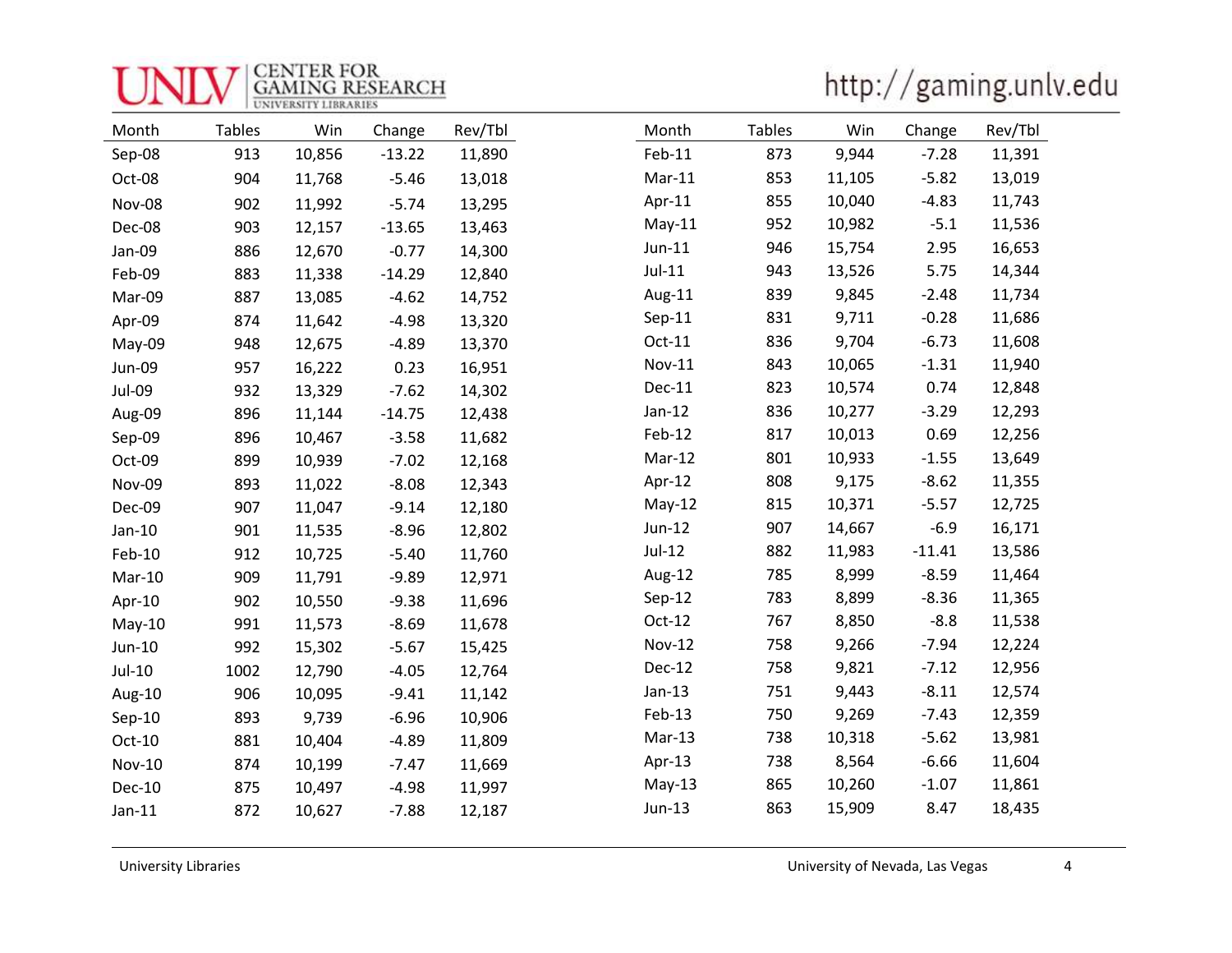| Month | Tables | Win | Change | Rev/Tbl |
|---|---|---|---|---|
| Sep-08 | 913 | 10,856 | -13.22 | 11,890 |
| Oct-08 | 904 | 11,768 | -5.46 | 13,018 |
| Nov-08 | 902 | 11,992 | -5.74 | 13,295 |
| Dec-08 | 903 | 12,157 | -13.65 | 13,463 |
| Jan-09 | 886 | 12,670 | -0.77 | 14,300 |
| Feb-09 | 883 | 11,338 | -14.29 | 12,840 |
| Mar-09 | 887 | 13,085 | -4.62 | 14,752 |
| Apr-09 | 874 | 11,642 | -4.98 | 13,320 |
| May-09 | 948 | 12,675 | -4.89 | 13,370 |
| Jun-09 | 957 | 16,222 | 0.23 | 16,951 |
| Jul-09 | 932 | 13,329 | -7.62 | 14,302 |
| Aug-09 | 896 | 11,144 | -14.75 | 12,438 |
| Sep-09 | 896 | 10,467 | -3.58 | 11,682 |
| Oct-09 | 899 | 10,939 | -7.02 | 12,168 |
| Nov-09 | 893 | 11,022 | -8.08 | 12,343 |
| Dec-09 | 907 | 11,047 | -9.14 | 12,180 |
| Jan-10 | 901 | 11,535 | -8.96 | 12,802 |
| Feb-10 | 912 | 10,725 | -5.40 | 11,760 |
| Mar-10 | 909 | 11,791 | -9.89 | 12,971 |
| Apr-10 | 902 | 10,550 | -9.38 | 11,696 |
| May-10 | 991 | 11,573 | -8.69 | 11,678 |
| Jun-10 | 992 | 15,302 | -5.67 | 15,425 |
| Jul-10 | 1002 | 12,790 | -4.05 | 12,764 |
| Aug-10 | 906 | 10,095 | -9.41 | 11,142 |
| Sep-10 | 893 | 9,739 | -6.96 | 10,906 |
| Oct-10 | 881 | 10,404 | -4.89 | 11,809 |
| Nov-10 | 874 | 10,199 | -7.47 | 11,669 |
| Dec-10 | 875 | 10,497 | -4.98 | 11,997 |
| Jan-11 | 872 | 10,627 | -7.88 | 12,187 |
| Feb-11 | 873 | 9,944 | -7.28 | 11,391 |
| Mar-11 | 853 | 11,105 | -5.82 | 13,019 |
| Apr-11 | 855 | 10,040 | -4.83 | 11,743 |
| May-11 | 952 | 10,982 | -5.1 | 11,536 |
| Jun-11 | 946 | 15,754 | 2.95 | 16,653 |
| Jul-11 | 943 | 13,526 | 5.75 | 14,344 |
| Aug-11 | 839 | 9,845 | -2.48 | 11,734 |
| Sep-11 | 831 | 9,711 | -0.28 | 11,686 |
| Oct-11 | 836 | 9,704 | -6.73 | 11,608 |
| Nov-11 | 843 | 10,065 | -1.31 | 11,940 |
| Dec-11 | 823 | 10,574 | 0.74 | 12,848 |
| Jan-12 | 836 | 10,277 | -3.29 | 12,293 |
| Feb-12 | 817 | 10,013 | 0.69 | 12,256 |
| Mar-12 | 801 | 10,933 | -1.55 | 13,649 |
| Apr-12 | 808 | 9,175 | -8.62 | 11,355 |
| May-12 | 815 | 10,371 | -5.57 | 12,725 |
| Jun-12 | 907 | 14,667 | -6.9 | 16,171 |
| Jul-12 | 882 | 11,983 | -11.41 | 13,586 |
| Aug-12 | 785 | 8,999 | -8.59 | 11,464 |
| Sep-12 | 783 | 8,899 | -8.36 | 11,365 |
| Oct-12 | 767 | 8,850 | -8.8 | 11,538 |
| Nov-12 | 758 | 9,266 | -7.94 | 12,224 |
| Dec-12 | 758 | 9,821 | -7.12 | 12,956 |
| Jan-13 | 751 | 9,443 | -8.11 | 12,574 |
| Feb-13 | 750 | 9,269 | -7.43 | 12,359 |
| Mar-13 | 738 | 10,318 | -5.62 | 13,981 |
| Apr-13 | 738 | 8,564 | -6.66 | 11,604 |
| May-13 | 865 | 10,260 | -1.07 | 11,861 |
| Jun-13 | 863 | 15,909 | 8.47 | 18,435 |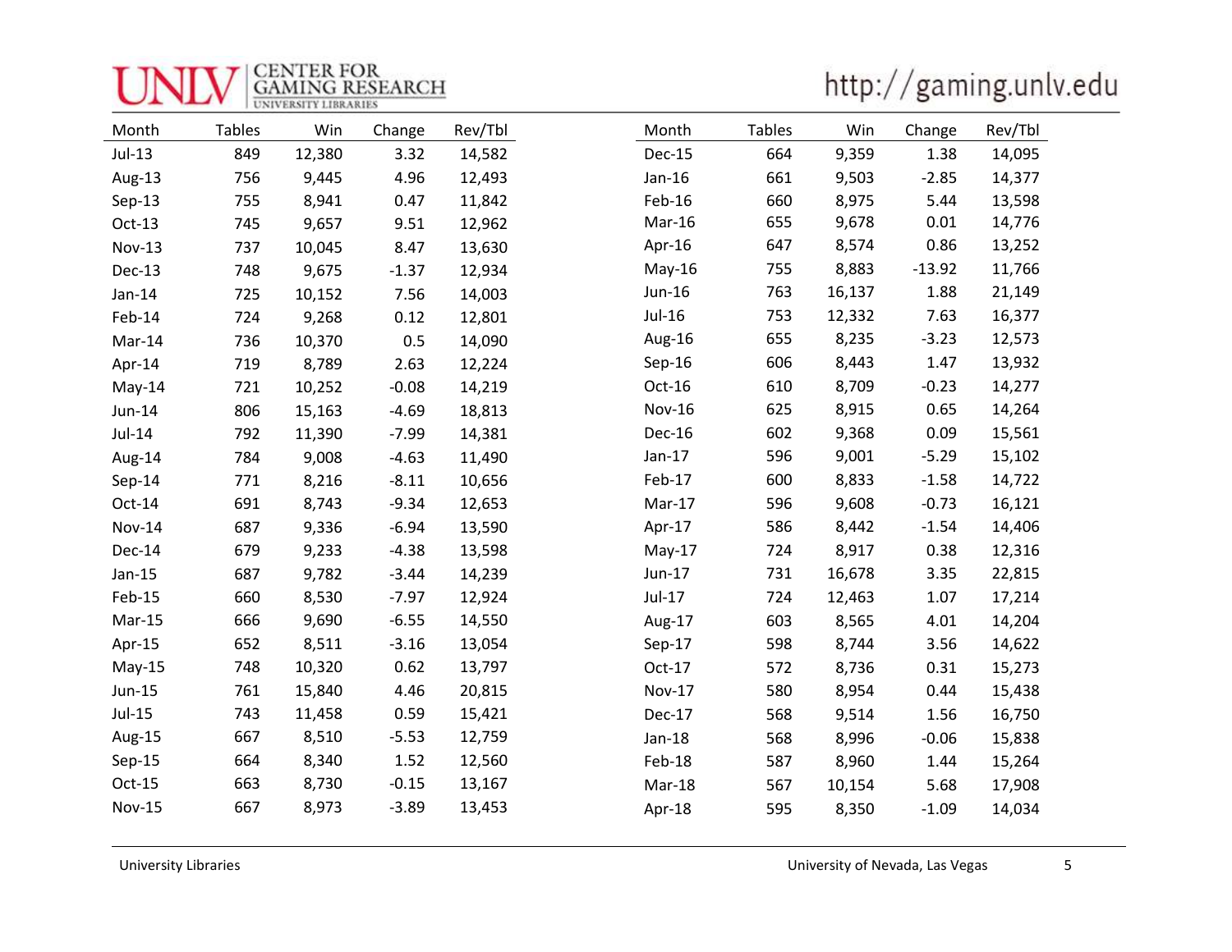| Month | Tables | Win | Change | Rev/Tbl |
|---|---|---|---|---|
| Jul-13 | 849 | 12,380 | 3.32 | 14,582 |
| Aug-13 | 756 | 9,445 | 4.96 | 12,493 |
| Sep-13 | 755 | 8,941 | 0.47 | 11,842 |
| Oct-13 | 745 | 9,657 | 9.51 | 12,962 |
| Nov-13 | 737 | 10,045 | 8.47 | 13,630 |
| Dec-13 | 748 | 9,675 | -1.37 | 12,934 |
| Jan-14 | 725 | 10,152 | 7.56 | 14,003 |
| Feb-14 | 724 | 9,268 | 0.12 | 12,801 |
| Mar-14 | 736 | 10,370 | 0.5 | 14,090 |
| Apr-14 | 719 | 8,789 | 2.63 | 12,224 |
| May-14 | 721 | 10,252 | -0.08 | 14,219 |
| Jun-14 | 806 | 15,163 | -4.69 | 18,813 |
| Jul-14 | 792 | 11,390 | -7.99 | 14,381 |
| Aug-14 | 784 | 9,008 | -4.63 | 11,490 |
| Sep-14 | 771 | 8,216 | -8.11 | 10,656 |
| Oct-14 | 691 | 8,743 | -9.34 | 12,653 |
| Nov-14 | 687 | 9,336 | -6.94 | 13,590 |
| Dec-14 | 679 | 9,233 | -4.38 | 13,598 |
| Jan-15 | 687 | 9,782 | -3.44 | 14,239 |
| Feb-15 | 660 | 8,530 | -7.97 | 12,924 |
| Mar-15 | 666 | 9,690 | -6.55 | 14,550 |
| Apr-15 | 652 | 8,511 | -3.16 | 13,054 |
| May-15 | 748 | 10,320 | 0.62 | 13,797 |
| Jun-15 | 761 | 15,840 | 4.46 | 20,815 |
| Jul-15 | 743 | 11,458 | 0.59 | 15,421 |
| Aug-15 | 667 | 8,510 | -5.53 | 12,759 |
| Sep-15 | 664 | 8,340 | 1.52 | 12,560 |
| Oct-15 | 663 | 8,730 | -0.15 | 13,167 |
| Nov-15 | 667 | 8,973 | -3.89 | 13,453 |
| Dec-15 | 664 | 9,359 | 1.38 | 14,095 |
| Jan-16 | 661 | 9,503 | -2.85 | 14,377 |
| Feb-16 | 660 | 8,975 | 5.44 | 13,598 |
| Mar-16 | 655 | 9,678 | 0.01 | 14,776 |
| Apr-16 | 647 | 8,574 | 0.86 | 13,252 |
| May-16 | 755 | 8,883 | -13.92 | 11,766 |
| Jun-16 | 763 | 16,137 | 1.88 | 21,149 |
| Jul-16 | 753 | 12,332 | 7.63 | 16,377 |
| Aug-16 | 655 | 8,235 | -3.23 | 12,573 |
| Sep-16 | 606 | 8,443 | 1.47 | 13,932 |
| Oct-16 | 610 | 8,709 | -0.23 | 14,277 |
| Nov-16 | 625 | 8,915 | 0.65 | 14,264 |
| Dec-16 | 602 | 9,368 | 0.09 | 15,561 |
| Jan-17 | 596 | 9,001 | -5.29 | 15,102 |
| Feb-17 | 600 | 8,833 | -1.58 | 14,722 |
| Mar-17 | 596 | 9,608 | -0.73 | 16,121 |
| Apr-17 | 586 | 8,442 | -1.54 | 14,406 |
| May-17 | 724 | 8,917 | 0.38 | 12,316 |
| Jun-17 | 731 | 16,678 | 3.35 | 22,815 |
| Jul-17 | 724 | 12,463 | 1.07 | 17,214 |
| Aug-17 | 603 | 8,565 | 4.01 | 14,204 |
| Sep-17 | 598 | 8,744 | 3.56 | 14,622 |
| Oct-17 | 572 | 8,736 | 0.31 | 15,273 |
| Nov-17 | 580 | 8,954 | 0.44 | 15,438 |
| Dec-17 | 568 | 9,514 | 1.56 | 16,750 |
| Jan-18 | 568 | 8,996 | -0.06 | 15,838 |
| Feb-18 | 587 | 8,960 | 1.44 | 15,264 |
| Mar-18 | 567 | 10,154 | 5.68 | 17,908 |
| Apr-18 | 595 | 8,350 | -1.09 | 14,034 |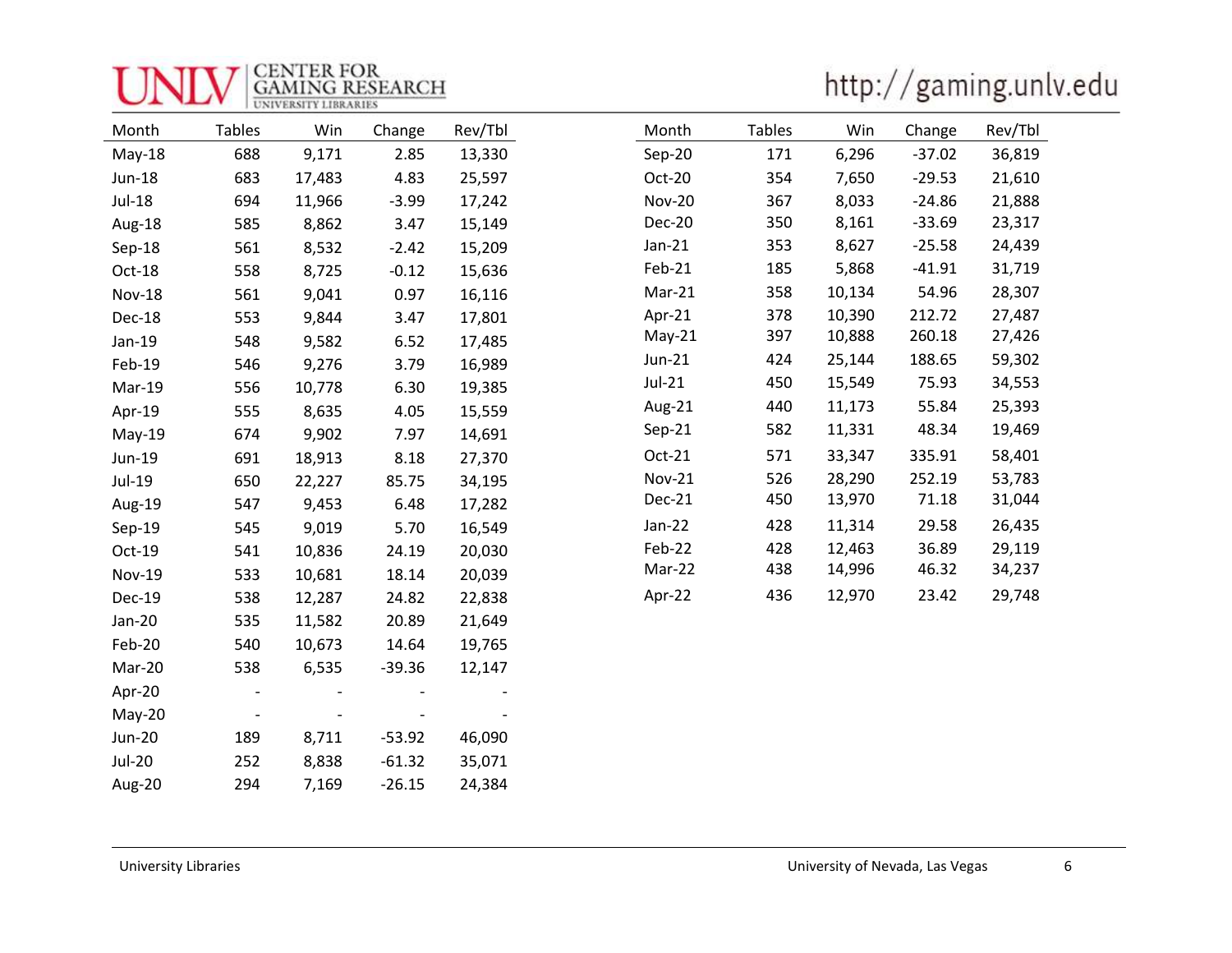| Month | Tables | Win | Change | Rev/Tbl |
|---|---|---|---|---|
| May-18 | 688 | 9,171 | 2.85 | 13,330 |
| Jun-18 | 683 | 17,483 | 4.83 | 25,597 |
| Jul-18 | 694 | 11,966 | -3.99 | 17,242 |
| Aug-18 | 585 | 8,862 | 3.47 | 15,149 |
| Sep-18 | 561 | 8,532 | -2.42 | 15,209 |
| Oct-18 | 558 | 8,725 | -0.12 | 15,636 |
| Nov-18 | 561 | 9,041 | 0.97 | 16,116 |
| Dec-18 | 553 | 9,844 | 3.47 | 17,801 |
| Jan-19 | 548 | 9,582 | 6.52 | 17,485 |
| Feb-19 | 546 | 9,276 | 3.79 | 16,989 |
| Mar-19 | 556 | 10,778 | 6.30 | 19,385 |
| Apr-19 | 555 | 8,635 | 4.05 | 15,559 |
| May-19 | 674 | 9,902 | 7.97 | 14,691 |
| Jun-19 | 691 | 18,913 | 8.18 | 27,370 |
| Jul-19 | 650 | 22,227 | 85.75 | 34,195 |
| Aug-19 | 547 | 9,453 | 6.48 | 17,282 |
| Sep-19 | 545 | 9,019 | 5.70 | 16,549 |
| Oct-19 | 541 | 10,836 | 24.19 | 20,030 |
| Nov-19 | 533 | 10,681 | 18.14 | 20,039 |
| Dec-19 | 538 | 12,287 | 24.82 | 22,838 |
| Jan-20 | 535 | 11,582 | 20.89 | 21,649 |
| Feb-20 | 540 | 10,673 | 14.64 | 19,765 |
| Mar-20 | 538 | 6,535 | -39.36 | 12,147 |
| Apr-20 | - | - | - | - |
| May-20 | - | - | - | - |
| Jun-20 | 189 | 8,711 | -53.92 | 46,090 |
| Jul-20 | 252 | 8,838 | -61.32 | 35,071 |
| Aug-20 | 294 | 7,169 | -26.15 | 24,384 |
| Sep-20 | 171 | 6,296 | -37.02 | 36,819 |
| Oct-20 | 354 | 7,650 | -29.53 | 21,610 |
| Nov-20 | 367 | 8,033 | -24.86 | 21,888 |
| Dec-20 | 350 | 8,161 | -33.69 | 23,317 |
| Jan-21 | 353 | 8,627 | -25.58 | 24,439 |
| Feb-21 | 185 | 5,868 | -41.91 | 31,719 |
| Mar-21 | 358 | 10,134 | 54.96 | 28,307 |
| Apr-21 | 378 | 10,390 | 212.72 | 27,487 |
| May-21 | 397 | 10,888 | 260.18 | 27,426 |
| Jun-21 | 424 | 25,144 | 188.65 | 59,302 |
| Jul-21 | 450 | 15,549 | 75.93 | 34,553 |
| Aug-21 | 440 | 11,173 | 55.84 | 25,393 |
| Sep-21 | 582 | 11,331 | 48.34 | 19,469 |
| Oct-21 | 571 | 33,347 | 335.91 | 58,401 |
| Nov-21 | 526 | 28,290 | 252.19 | 53,783 |
| Dec-21 | 450 | 13,970 | 71.18 | 31,044 |
| Jan-22 | 428 | 11,314 | 29.58 | 26,435 |
| Feb-22 | 428 | 12,463 | 36.89 | 29,119 |
| Mar-22 | 438 | 14,996 | 46.32 | 34,237 |
| Apr-22 | 436 | 12,970 | 23.42 | 29,748 |